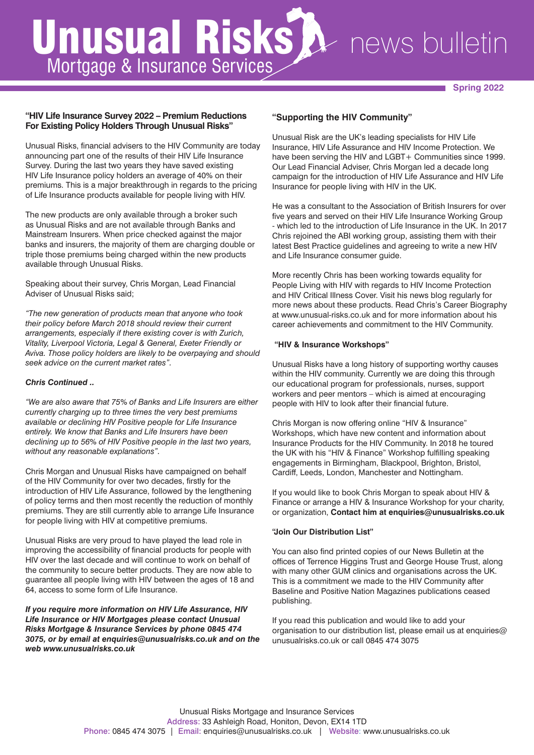# Unusual Risks news bulletin

## Mortgage & Insurance Services

**Spring 2022**

### "HIV Life Insurance Survey 2022 – Premium Reductions For Existing Policy Holders Through Unusual Risks"

Unusual Risks, financial advisers to the HIV Community are today announcing part one of the results of their HIV Life Insurance Survey. During the last two years they have saved existing HIV Life Insurance policy holders an average of 40% on their premiums. This is a major breakthrough in regards to the pricing of Life Insurance products available for people living with HIV.

The new products are only available through a broker such as Unusual Risks and are not available through Banks and Mainstream Insurers. When price checked against the major banks and insurers, the majority of them are charging double or triple those premiums being charged within the new products available through Unusual Risks.

Speaking about their survey, Chris Morgan, Lead Financial Adviser of Unusual Risks said;

*"The new generation of products mean that anyone who took their policy before March 2018 should review their current arrangements, especially if there existing cover is with Zurich, Vitality, Liverpool Victoria, Legal & General, Exeter Friendly or Aviva. Those policy holders are likely to be overpaying and should seek advice on the current market rates".*

***Chris Continued ..***

*"We are also aware that 75% of Banks and Life Insurers are either currently charging up to three times the very best premiums available or declining HIV Positive people for Life Insurance entirely. We know that Banks and Life Insurers have been declining up to 56% of HIV Positive people in the last two years, without any reasonable explanations".*

Chris Morgan and Unusual Risks have campaigned on behalf of the HIV Community for over two decades, firstly for the introduction of HIV Life Assurance, followed by the lengthening of policy terms and then most recently the reduction of monthly premiums. They are still currently able to arrange Life Insurance for people living with HIV at competitive premiums.

Unusual Risks are very proud to have played the lead role in improving the accessibility of financial products for people with HIV over the last decade and will continue to work on behalf of the community to secure better products. They are now able to guarantee all people living with HIV between the ages of 18 and 64, access to some form of Life Insurance.

***If you require more information on HIV Life Assurance, HIV Life Insurance or HIV Mortgages please contact Unusual Risks Mortgage & Insurance Services by phone 0845 474 3075, or by email at enquiries@unusualrisks.co.uk and on the web www.unusualrisks.co.uk***

### "Supporting the HIV Community"

Unusual Risk are the UK's leading specialists for HIV Life Insurance, HIV Life Assurance and HIV Income Protection. We have been serving the HIV and LGBT+ Communities since 1999. Our Lead Financial Adviser, Chris Morgan led a decade long campaign for the introduction of HIV Life Assurance and HIV Life Insurance for people living with HIV in the UK.

He was a consultant to the Association of British Insurers for over five years and served on their HIV Life Insurance Working Group - which led to the introduction of Life Insurance in the UK. In 2017 Chris rejoined the ABI working group, assisting them with their latest Best Practice guidelines and agreeing to write a new HIV and Life Insurance consumer guide.

More recently Chris has been working towards equality for People Living with HIV with regards to HIV Income Protection and HIV Critical Illness Cover. Visit his news blog regularly for more news about these products. Read Chris's Career Biography at www.unusual-risks.co.uk and for more information about his career achievements and commitment to the HIV Community.

### "HIV & Insurance Workshops"

Unusual Risks have a long history of supporting worthy causes within the HIV community. Currently we are doing this through our educational program for professionals, nurses, support workers and peer mentors – which is aimed at encouraging people with HIV to look after their financial future.

Chris Morgan is now offering online "HIV & Insurance" Workshops, which have new content and information about Insurance Products for the HIV Community. In 2018 he toured the UK with his "HIV & Finance" Workshop fulfilling speaking engagements in Birmingham, Blackpool, Brighton, Bristol, Cardiff, Leeds, London, Manchester and Nottingham.

If you would like to book Chris Morgan to speak about HIV & Finance or arrange a HIV & Insurance Workshop for your charity, or organization, **Contact him at enquiries@unusualrisks.co.uk**

### "Join Our Distribution List"

You can also find printed copies of our News Bulletin at the offices of Terrence Higgins Trust and George House Trust, along with many other GUM clinics and organisations across the UK. This is a commitment we made to the HIV Community after Baseline and Positive Nation Magazines publications ceased publishing.

If you read this publication and would like to add your organisation to our distribution list, please email us at enquiries@unusualrisks.co.uk or call 0845 474 3075

Unusual Risks Mortgage and Insurance Services
Address: 33 Ashleigh Road, Honiton, Devon, EX14 1TD
Phone: 0845 474 3075 | Email: enquiries@unusualrisks.co.uk | Website: www.unusualrisks.co.uk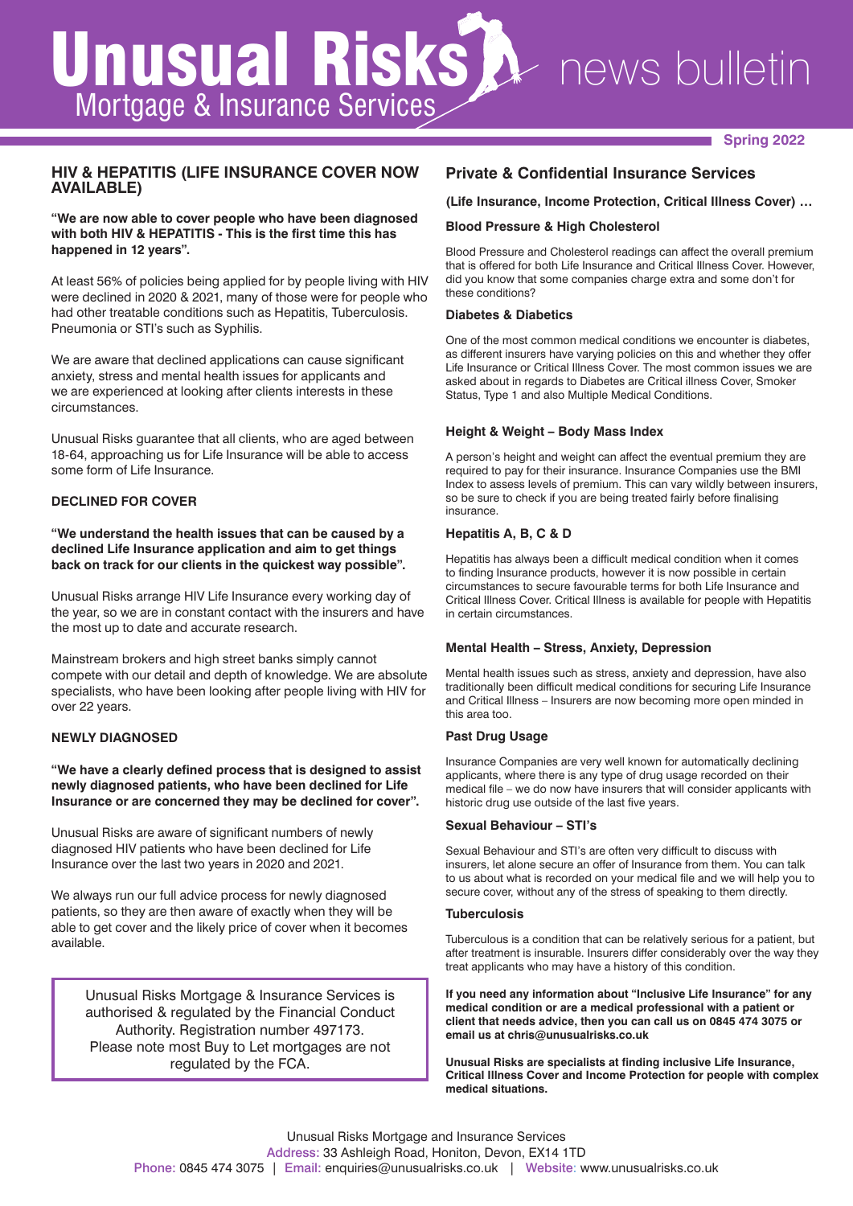# Unusual Risks news bulletin

Mortgage & Insurance Services

**Spring 2022**

## HIV & HEPATITIS (LIFE INSURANCE COVER NOW AVAILABLE)

**"We are now able to cover people who have been diagnosed with both HIV & HEPATITIS - This is the first time this has happened in 12 years".**

At least 56% of policies being applied for by people living with HIV were declined in 2020 & 2021, many of those were for people who had other treatable conditions such as Hepatitis, Tuberculosis. Pneumonia or STI's such as Syphilis.

We are aware that declined applications can cause significant anxiety, stress and mental health issues for applicants and we are experienced at looking after clients interests in these circumstances.

Unusual Risks guarantee that all clients, who are aged between 18-64, approaching us for Life Insurance will be able to access some form of Life Insurance.

### DECLINED FOR COVER

**"We understand the health issues that can be caused by a declined Life Insurance application and aim to get things back on track for our clients in the quickest way possible".**

Unusual Risks arrange HIV Life Insurance every working day of the year, so we are in constant contact with the insurers and have the most up to date and accurate research.

Mainstream brokers and high street banks simply cannot compete with our detail and depth of knowledge. We are absolute specialists, who have been looking after people living with HIV for over 22 years.

### NEWLY DIAGNOSED

**"We have a clearly defined process that is designed to assist newly diagnosed patients, who have been declined for Life Insurance or are concerned they may be declined for cover".**

Unusual Risks are aware of significant numbers of newly diagnosed HIV patients who have been declined for Life Insurance over the last two years in 2020 and 2021.

We always run our full advice process for newly diagnosed patients, so they are then aware of exactly when they will be able to get cover and the likely price of cover when it becomes available.

> Unusual Risks Mortgage & Insurance Services is authorised & regulated by the Financial Conduct Authority. Registration number 497173. Please note most Buy to Let mortgages are not regulated by the FCA.

## Private & Confidential Insurance Services

**(Life Insurance, Income Protection, Critical Illness Cover) …**

### Blood Pressure & High Cholesterol

Blood Pressure and Cholesterol readings can affect the overall premium that is offered for both Life Insurance and Critical Illness Cover. However, did you know that some companies charge extra and some don't for these conditions?

### Diabetes & Diabetics

One of the most common medical conditions we encounter is diabetes, as different insurers have varying policies on this and whether they offer Life Insurance or Critical Illness Cover. The most common issues we are asked about in regards to Diabetes are Critical illness Cover, Smoker Status, Type 1 and also Multiple Medical Conditions.

### Height & Weight – Body Mass Index

A person's height and weight can affect the eventual premium they are required to pay for their insurance. Insurance Companies use the BMI Index to assess levels of premium. This can vary wildly between insurers, so be sure to check if you are being treated fairly before finalising insurance.

### Hepatitis A, B, C & D

Hepatitis has always been a difficult medical condition when it comes to finding Insurance products, however it is now possible in certain circumstances to secure favourable terms for both Life Insurance and Critical Illness Cover. Critical Illness is available for people with Hepatitis in certain circumstances.

### Mental Health – Stress, Anxiety, Depression

Mental health issues such as stress, anxiety and depression, have also traditionally been difficult medical conditions for securing Life Insurance and Critical Illness – Insurers are now becoming more open minded in this area too.

### Past Drug Usage

Insurance Companies are very well known for automatically declining applicants, where there is any type of drug usage recorded on their medical file – we do now have insurers that will consider applicants with historic drug use outside of the last five years.

### Sexual Behaviour – STI's

Sexual Behaviour and STI's are often very difficult to discuss with insurers, let alone secure an offer of Insurance from them. You can talk to us about what is recorded on your medical file and we will help you to secure cover, without any of the stress of speaking to them directly.

### Tuberculosis

Tuberculous is a condition that can be relatively serious for a patient, but after treatment is insurable. Insurers differ considerably over the way they treat applicants who may have a history of this condition.

**If you need any information about "Inclusive Life Insurance" for any medical condition or are a medical professional with a patient or client that needs advice, then you can call us on 0845 474 3075 or email us at chris@unusualrisks.co.uk**

**Unusual Risks are specialists at finding inclusive Life Insurance, Critical Illness Cover and Income Protection for people with complex medical situations.**

Unusual Risks Mortgage and Insurance Services
Address: 33 Ashleigh Road, Honiton, Devon, EX14 1TD
Phone: 0845 474 3075 | Email: enquiries@unusualrisks.co.uk | Website: www.unusualrisks.co.uk